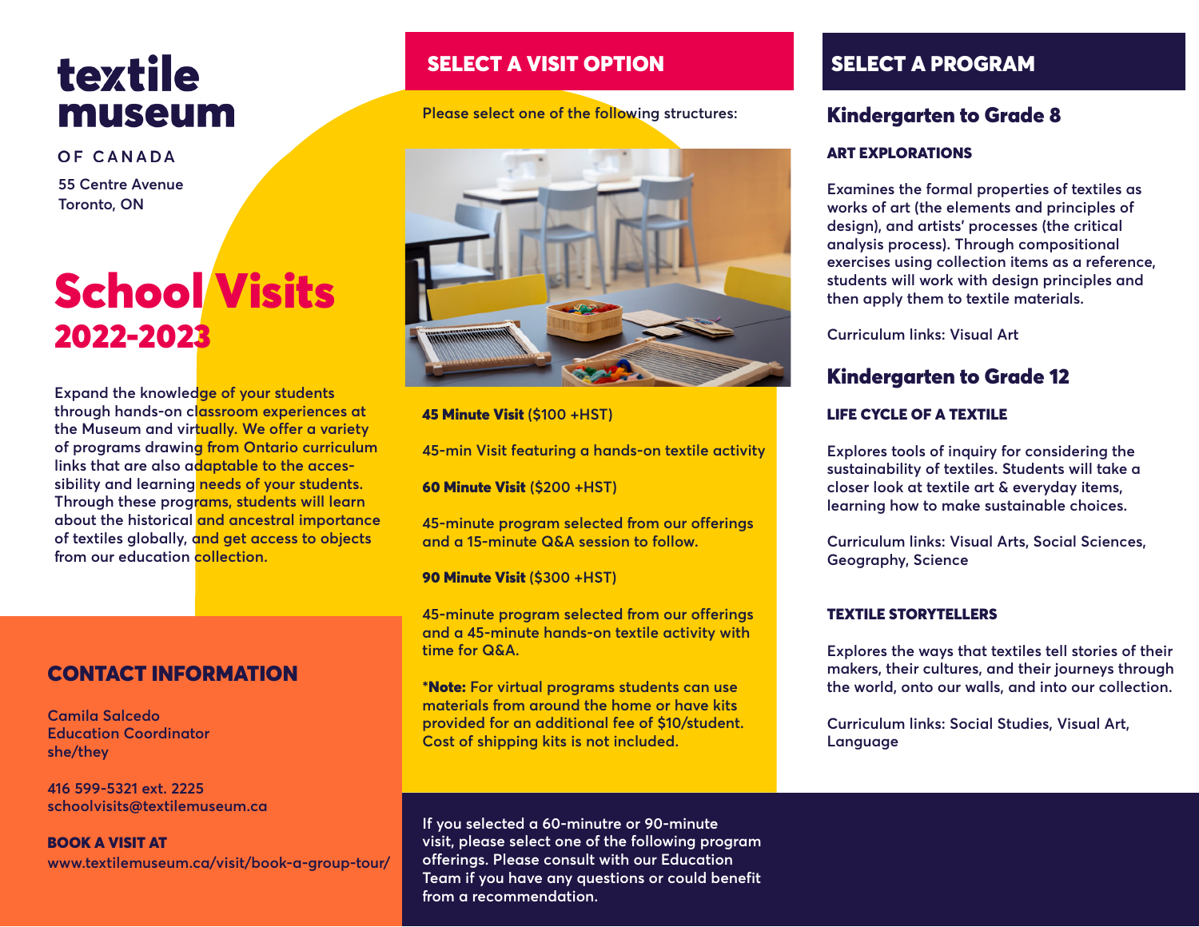# textile museum

OF CANADA

55 Centre Avenue
Toronto, ON

# School Visits 2022-2023

Expand the knowledge of your students through hands-on classroom experiences at the Museum and virtually. We offer a variety of programs drawing from Ontario curriculum links that are also adaptable to the accessibility and learning needs of your students. Through these programs, students will learn about the historical and ancestral importance of textiles globally, and get access to objects from our education collection.

## CONTACT INFORMATION

Camila Salcedo
Education Coordinator
she/they

416 599-5321 ext. 2225
schoolvisits@textilemuseum.ca

**BOOK A VISIT AT**
www.textilemuseum.ca/visit/book-a-group-tour/

## SELECT A VISIT OPTION

Please select one of the following structures:

**45 Minute Visit** ($100 +HST)

45-min Visit featuring a hands-on textile activity

**60 Minute Visit** ($200 +HST)

45-minute program selected from our offerings and a 15-minute Q&A session to follow.

**90 Minute Visit** ($300 +HST)

45-minute program selected from our offerings and a 45-minute hands-on textile activity with time for Q&A.

***Note:** For virtual programs students can use materials from around the home or have kits provided for an additional fee of $10/student. Cost of shipping kits is not included.

If you selected a 60-minutre or 90-minute visit, please select one of the following program offerings. Please consult with our Education Team if you have any questions or could benefit from a recommendation.

## SELECT A PROGRAM

### Kindergarten to Grade 8

**ART EXPLORATIONS**

Examines the formal properties of textiles as works of art (the elements and principles of design), and artists' processes (the critical analysis process). Through compositional exercises using collection items as a reference, students will work with design principles and then apply them to textile materials.

Curriculum links: Visual Art

### Kindergarten to Grade 12

**LIFE CYCLE OF A TEXTILE**

Explores tools of inquiry for considering the sustainability of textiles. Students will take a closer look at textile art & everyday items, learning how to make sustainable choices.

Curriculum links: Visual Arts, Social Sciences, Geography, Science

**TEXTILE STORYTELLERS**

Explores the ways that textiles tell stories of their makers, their cultures, and their journeys through the world, onto our walls, and into our collection.

Curriculum links: Social Studies, Visual Art, Language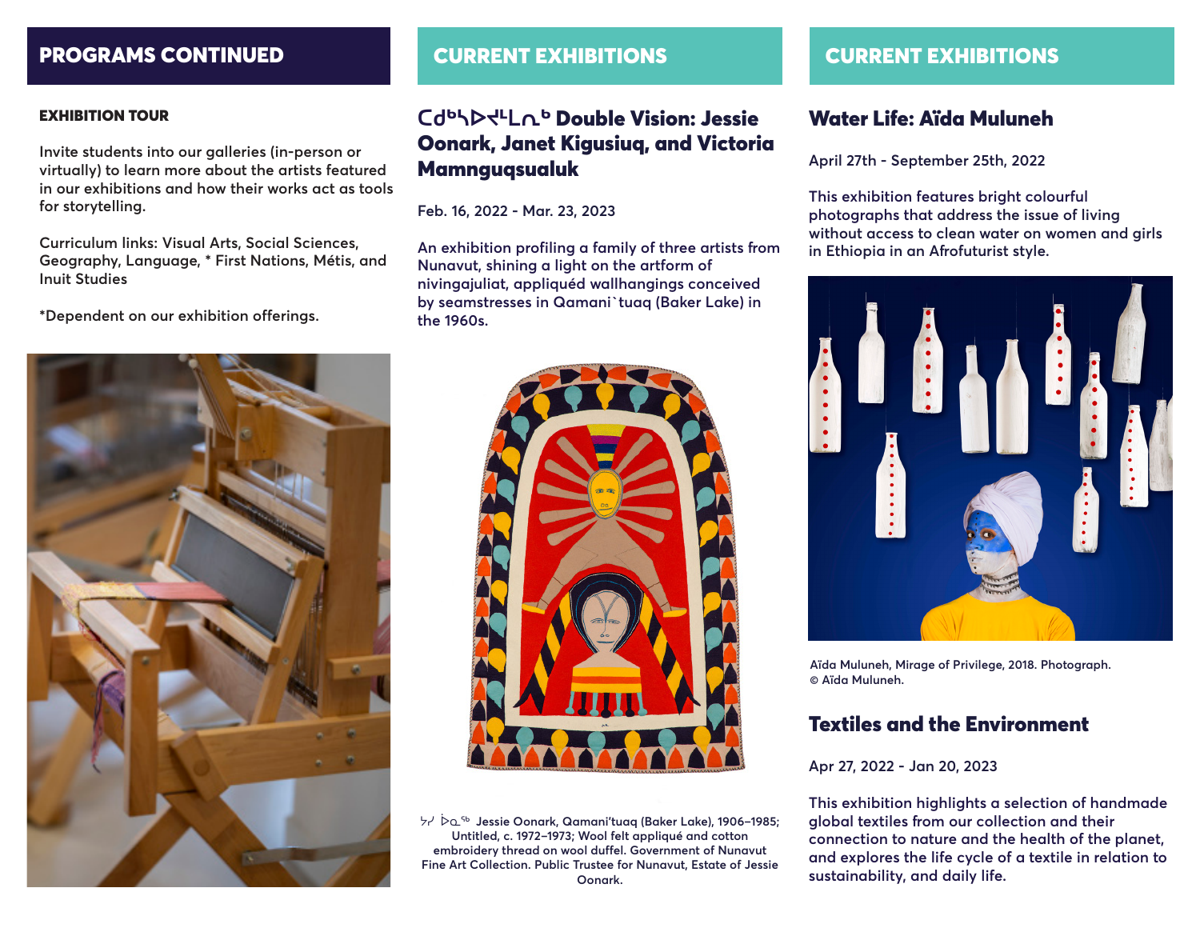## PROGRAMS CONTINUED

### EXHIBITION TOUR

Invite students into our galleries (in-person or virtually) to learn more about the artists featured in our exhibitions and how their works act as tools for storytelling.

Curriculum links: Visual Arts, Social Sciences, Geography, Language, * First Nations, Métis, and Inuit Studies

*Dependent on our exhibition offerings.

## CURRENT EXHIBITIONS

### ᑕᑯᕐᕕᒃ Double Vision: Jessie Oonark, Janet Kigusiuq, and Victoria Mamnguqsualuk

Feb. 16, 2022 - Mar. 23, 2023

An exhibition profiling a family of three artists from Nunavut, shining a light on the artform of nivingajuliat, appliquéd wallhangings conceived by seamstresses in Qamani`tuaq (Baker Lake) in the 1960s.

ᔨᓯ ᐆᓇᖅ Jessie Oonark, Qamani'tuaq (Baker Lake), 1906–1985; Untitled, c. 1972–1973; Wool felt appliqué and cotton embroidery thread on wool duffel. Government of Nunavut Fine Art Collection. Public Trustee for Nunavut, Estate of Jessie Oonark.

## CURRENT EXHIBITIONS

### Water Life: Aïda Muluneh

April 27th - September 25th, 2022

This exhibition features bright colourful photographs that address the issue of living without access to clean water on women and girls in Ethiopia in an Afrofuturist style.

Aïda Muluneh, Mirage of Privilege, 2018. Photograph. © Aïda Muluneh.

### Textiles and the Environment

Apr 27, 2022 - Jan 20, 2023

This exhibition highlights a selection of handmade global textiles from our collection and their connection to nature and the health of the planet, and explores the life cycle of a textile in relation to sustainability, and daily life.